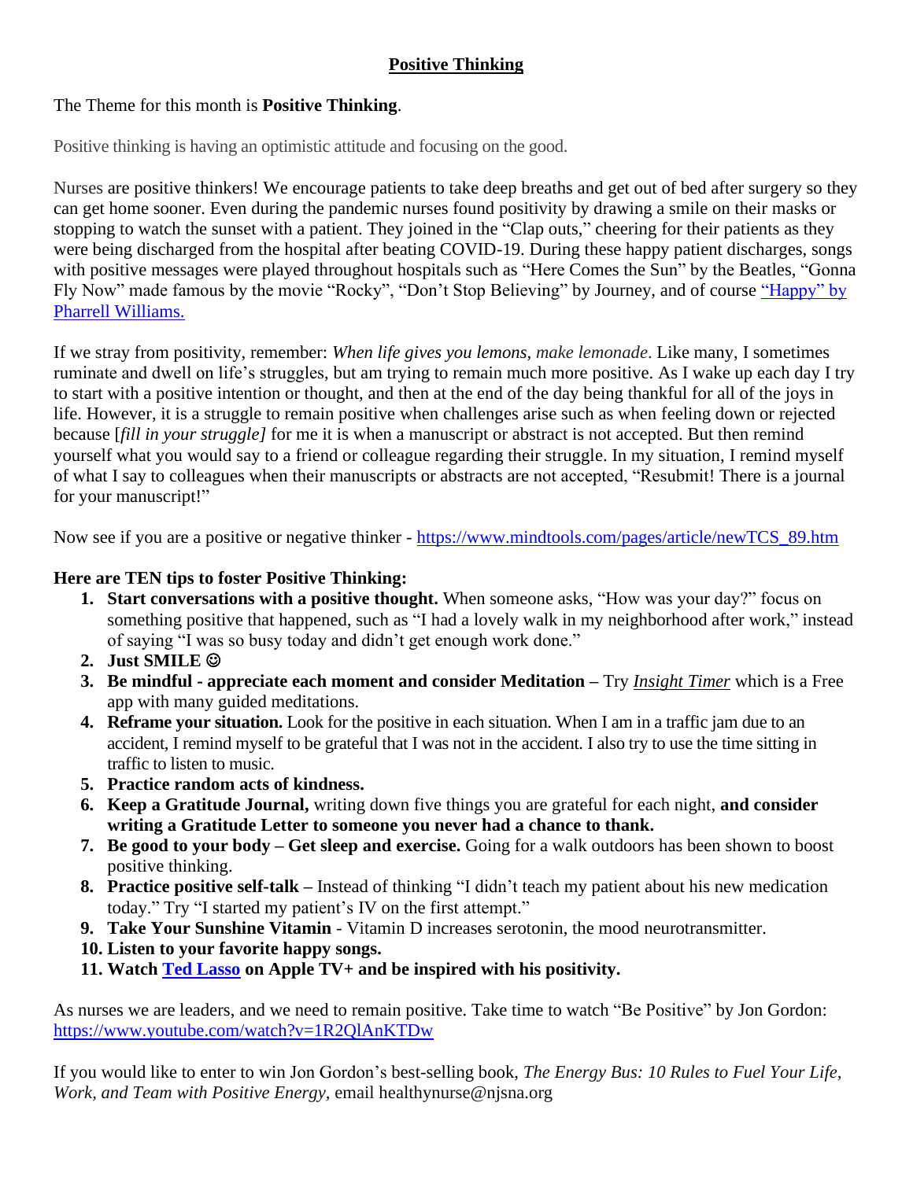# Positive Thinking

The Theme for this month is **Positive Thinking**.

Positive thinking is having an optimistic attitude and focusing on the good.

Nurses are positive thinkers! We encourage patients to take deep breaths and get out of bed after surgery so they can get home sooner. Even during the pandemic nurses found positivity by drawing a smile on their masks or stopping to watch the sunset with a patient. They joined in the "Clap outs," cheering for their patients as they were being discharged from the hospital after beating COVID-19. During these happy patient discharges, songs with positive messages were played throughout hospitals such as "Here Comes the Sun" by the Beatles, "Gonna Fly Now" made famous by the movie "Rocky", "Don't Stop Believing" by Journey, and of course "Happy" by Pharrell Williams.

If we stray from positivity, remember: *When life gives you lemons, make lemonade*. Like many, I sometimes ruminate and dwell on life's struggles, but am trying to remain much more positive. As I wake up each day I try to start with a positive intention or thought, and then at the end of the day being thankful for all of the joys in life. However, it is a struggle to remain positive when challenges arise such as when feeling down or rejected because [*fill in your struggle]* for me it is when a manuscript or abstract is not accepted. But then remind yourself what you would say to a friend or colleague regarding their struggle. In my situation, I remind myself of what I say to colleagues when their manuscripts or abstracts are not accepted, "Resubmit! There is a journal for your manuscript!"

Now see if you are a positive or negative thinker - https://www.mindtools.com/pages/article/newTCS_89.htm

**Here are TEN tips to foster Positive Thinking:**

1. **Start conversations with a positive thought.** When someone asks, "How was your day?" focus on something positive that happened, such as "I had a lovely walk in my neighborhood after work," instead of saying "I was so busy today and didn't get enough work done."
2. **Just SMILE ☺**
3. **Be mindful - appreciate each moment and consider Meditation** – Try *Insight Timer* which is a Free app with many guided meditations.
4. **Reframe your situation.** Look for the positive in each situation. When I am in a traffic jam due to an accident, I remind myself to be grateful that I was not in the accident. I also try to use the time sitting in traffic to listen to music.
5. **Practice random acts of kindness.**
6. **Keep a Gratitude Journal,** writing down five things you are grateful for each night, **and consider writing a Gratitude Letter to someone you never had a chance to thank.**
7. **Be good to your body – Get sleep and exercise.** Going for a walk outdoors has been shown to boost positive thinking.
8. **Practice positive self-talk** – Instead of thinking "I didn't teach my patient about his new medication today." Try "I started my patient's IV on the first attempt."
9. **Take Your Sunshine Vitamin** - Vitamin D increases serotonin, the mood neurotransmitter.
10. **Listen to your favorite happy songs.**
11. **Watch Ted Lasso on Apple TV+ and be inspired with his positivity.**

As nurses we are leaders, and we need to remain positive. Take time to watch "Be Positive" by Jon Gordon: https://www.youtube.com/watch?v=1R2QlAnKTDw

If you would like to enter to win Jon Gordon's best-selling book, *The Energy Bus: 10 Rules to Fuel Your Life, Work, and Team with Positive Energy,* email healthynurse@njsna.org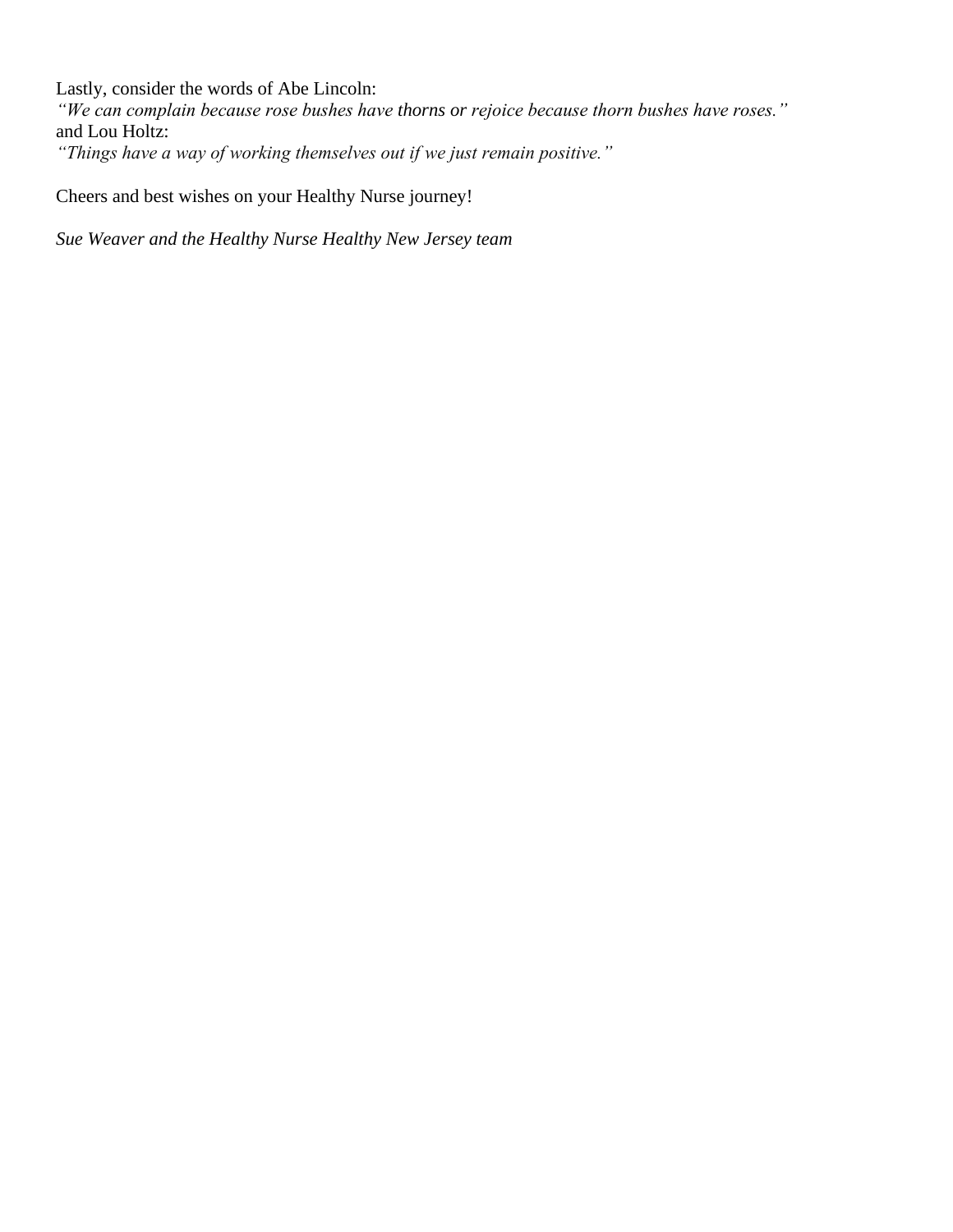Lastly, consider the words of Abe Lincoln:
*"We can complain because rose bushes have thorns or rejoice because thorn bushes have roses."*
and Lou Holtz:
*"Things have a way of working themselves out if we just remain positive."*

Cheers and best wishes on your Healthy Nurse journey!

*Sue Weaver and the Healthy Nurse Healthy New Jersey team*